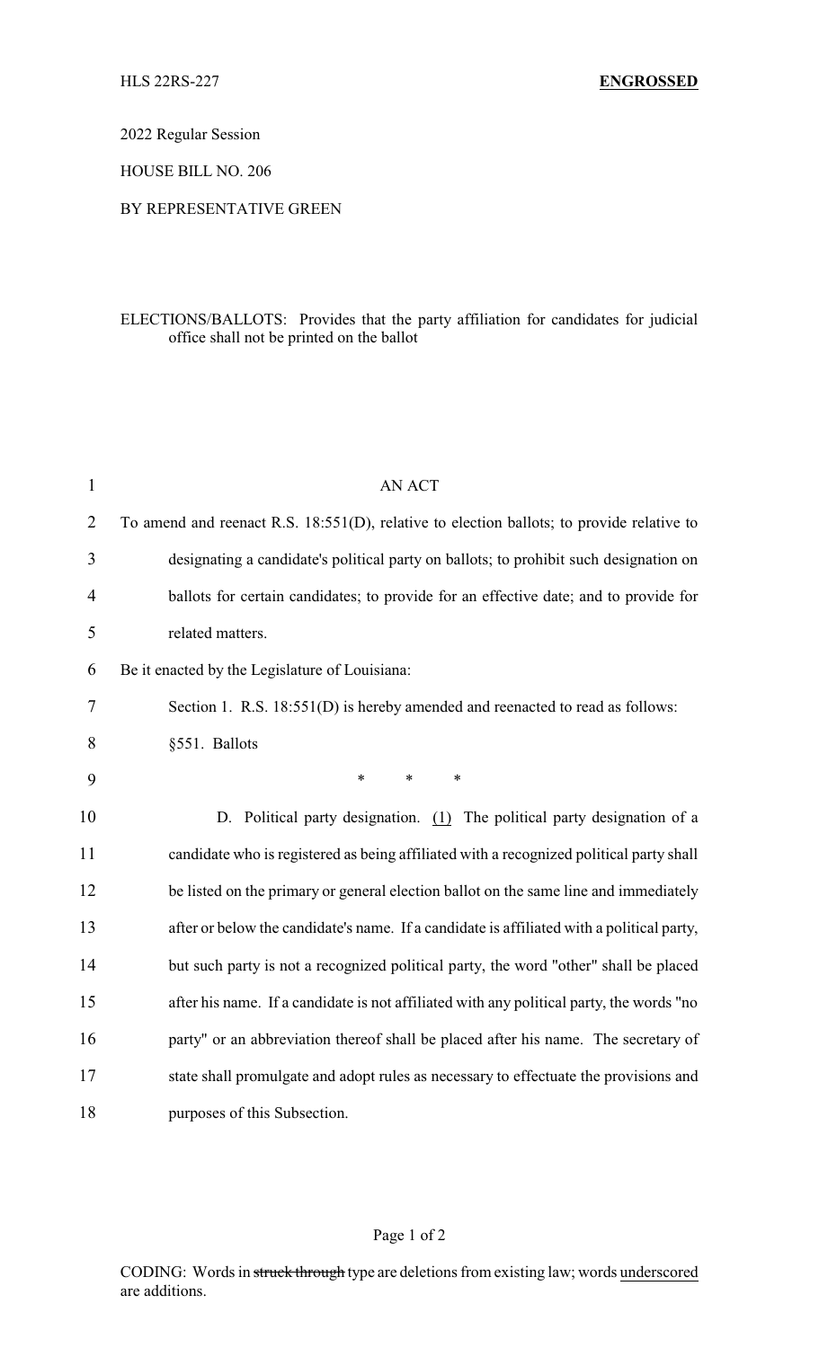HLS 22RS-227 **ENGROSSED**

2022 Regular Session

HOUSE BILL NO. 206

BY REPRESENTATIVE GREEN

ELECTIONS/BALLOTS: Provides that the party affiliation for candidates for judicial office shall not be printed on the ballot

AN ACT

To amend and reenact R.S. 18:551(D), relative to election ballots; to provide relative to designating a candidate's political party on ballots; to prohibit such designation on ballots for certain candidates; to provide for an effective date; and to provide for related matters.

Be it enacted by the Legislature of Louisiana:

Section 1. R.S. 18:551(D) is hereby amended and reenacted to read as follows:

§551. Ballots

\* \* \*

D. Political party designation. <u>(1)</u> The political party designation of a candidate who is registered as being affiliated with a recognized political party shall be listed on the primary or general election ballot on the same line and immediately after or below the candidate's name. If a candidate is affiliated with a political party, but such party is not a recognized political party, the word "other" shall be placed after his name. If a candidate is not affiliated with any political party, the words "no party" or an abbreviation thereof shall be placed after his name. The secretary of state shall promulgate and adopt rules as necessary to effectuate the provisions and purposes of this Subsection.

CODING: Words in ~~struck through~~ type are deletions from existing law; words <u>underscored</u> are additions.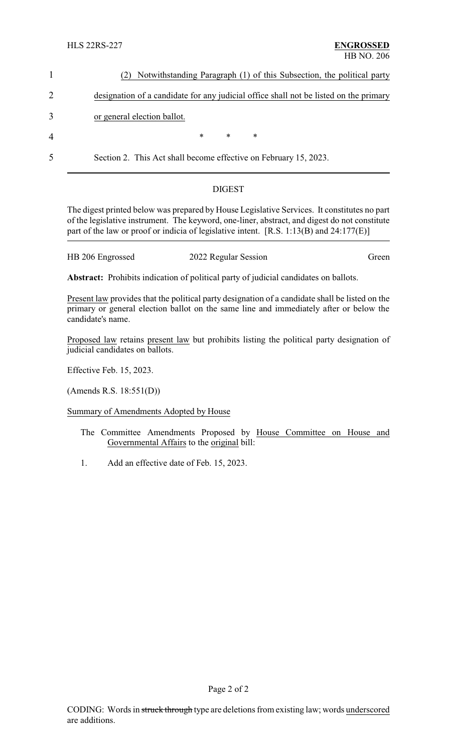1 (2) Notwithstanding Paragraph (1) of this Subsection, the political party

2 designation of a candidate for any judicial office shall not be listed on the primary

3 or general election ballot.

4 * * *

5 Section 2. This Act shall become effective on February 15, 2023.

---

## DIGEST

The digest printed below was prepared by House Legislative Services. It constitutes no part of the legislative instrument. The keyword, one-liner, abstract, and digest do not constitute part of the law or proof or indicia of legislative intent. [R.S. 1:13(B) and 24:177(E)]

---

HB 206 Engrossed 2022 Regular Session Green

**Abstract:** Prohibits indication of political party of judicial candidates on ballots.

Present law provides that the political party designation of a candidate shall be listed on the primary or general election ballot on the same line and immediately after or below the candidate's name.

Proposed law retains present law but prohibits listing the political party designation of judicial candidates on ballots.

Effective Feb. 15, 2023.

(Amends R.S. 18:551(D))

Summary of Amendments Adopted by House

The Committee Amendments Proposed by House Committee on House and Governmental Affairs to the original bill:

1. Add an effective date of Feb. 15, 2023.

CODING: Words in struck through type are deletions from existing law; words underscored are additions.